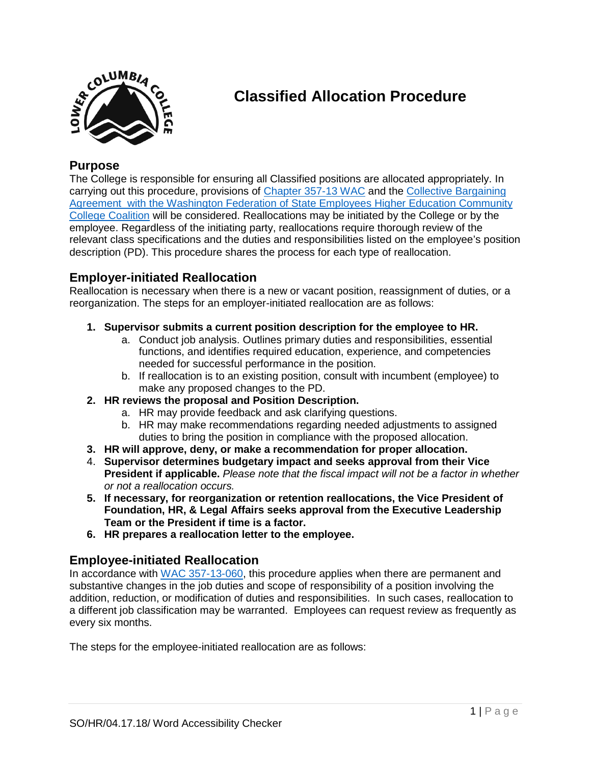# Classified Allocation Procedure

## Purpose

The College is responsible for ensuring all Classified positions are allocated appropriately. In carrying out this procedure, provisions of [Chapter 357-13 WAC] and the [Collective Bargaining Agreement with the Washington Federation of State Employees Higher Education Community College Coalition] will be considered. Reallocations may be initiated by the College or by the employee. Regardless of the initiating party, reallocations require thorough review of the relevant class specifications and the duties and responsibilities listed on the employee's position description (PD). This procedure shares the process for each type of reallocation.

## Employer-initiated Reallocation

Reallocation is necessary when there is a new or vacant position, reassignment of duties, or a reorganization. The steps for an employer-initiated reallocation are as follows:

1. **Supervisor submits a current position description for the employee to HR.**
   a. Conduct job analysis. Outlines primary duties and responsibilities, essential functions, and identifies required education, experience, and competencies needed for successful performance in the position.
   b. If reallocation is to an existing position, consult with incumbent (employee) to make any proposed changes to the PD.
2. **HR reviews the proposal and Position Description.**
   a. HR may provide feedback and ask clarifying questions.
   b. HR may make recommendations regarding needed adjustments to assigned duties to bring the position in compliance with the proposed allocation.
3. **HR will approve, deny, or make a recommendation for proper allocation.**
4. **Supervisor determines budgetary impact and seeks approval from their Vice President if applicable.** *Please note that the fiscal impact will not be a factor in whether or not a reallocation occurs.*
5. **If necessary, for reorganization or retention reallocations, the Vice President of Foundation, HR, & Legal Affairs seeks approval from the Executive Leadership Team or the President if time is a factor.**
6. **HR prepares a reallocation letter to the employee.**

## Employee-initiated Reallocation

In accordance with [WAC 357-13-060], this procedure applies when there are permanent and substantive changes in the job duties and scope of responsibility of a position involving the addition, reduction, or modification of duties and responsibilities. In such cases, reallocation to a different job classification may be warranted. Employees can request review as frequently as every six months.

The steps for the employee-initiated reallocation are as follows:

SO/HR/04.17.18/ Word Accessibility Checker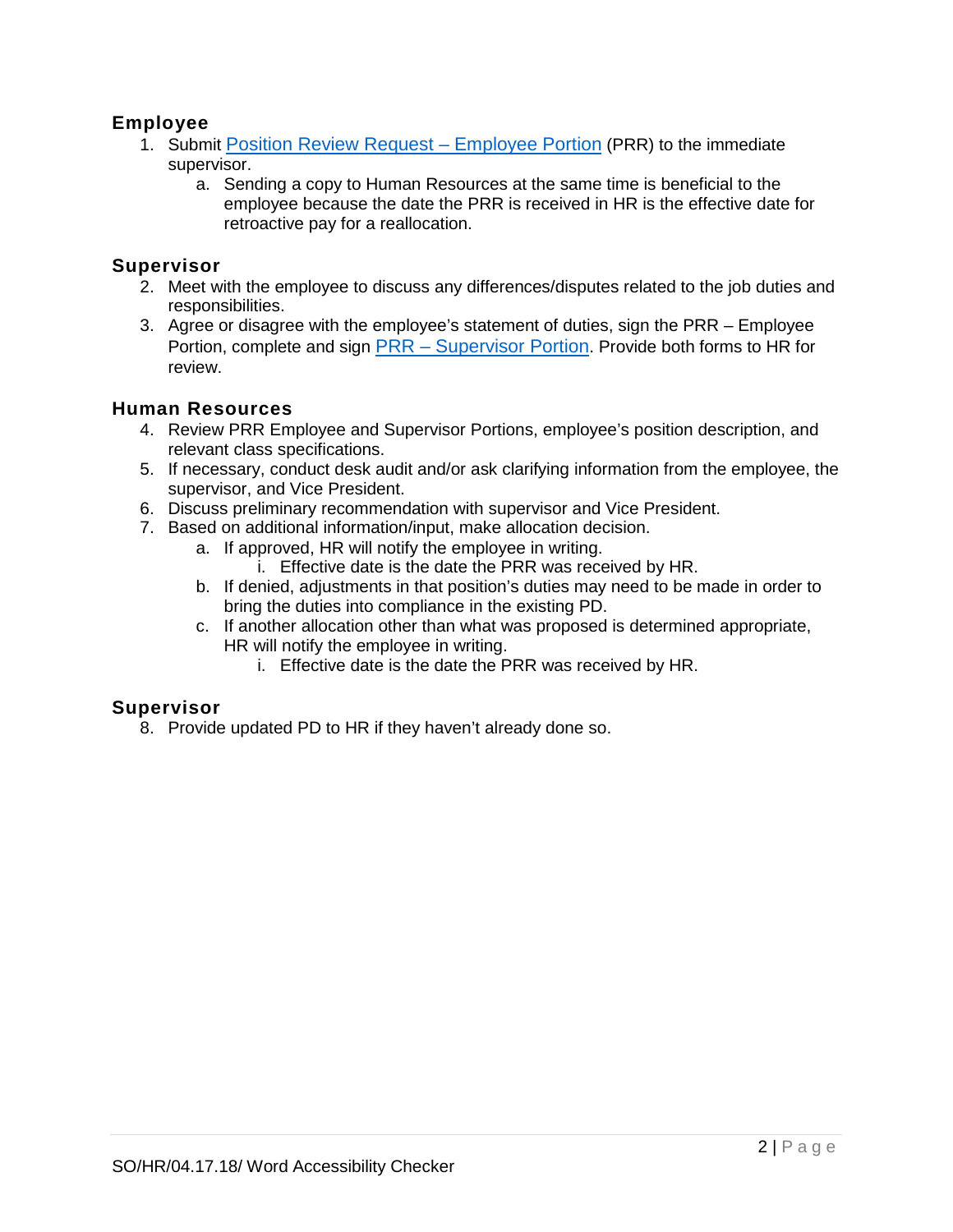### Employee

1. Submit Position Review Request – Employee Portion (PRR) to the immediate supervisor.
    a. Sending a copy to Human Resources at the same time is beneficial to the employee because the date the PRR is received in HR is the effective date for retroactive pay for a reallocation.

### Supervisor

2. Meet with the employee to discuss any differences/disputes related to the job duties and responsibilities.
3. Agree or disagree with the employee's statement of duties, sign the PRR – Employee Portion, complete and sign PRR – Supervisor Portion. Provide both forms to HR for review.

### Human Resources

4. Review PRR Employee and Supervisor Portions, employee's position description, and relevant class specifications.
5. If necessary, conduct desk audit and/or ask clarifying information from the employee, the supervisor, and Vice President.
6. Discuss preliminary recommendation with supervisor and Vice President.
7. Based on additional information/input, make allocation decision.
    a. If approved, HR will notify the employee in writing.
        i. Effective date is the date the PRR was received by HR.
    b. If denied, adjustments in that position's duties may need to be made in order to bring the duties into compliance in the existing PD.
    c. If another allocation other than what was proposed is determined appropriate, HR will notify the employee in writing.
        i. Effective date is the date the PRR was received by HR.

### Supervisor

8. Provide updated PD to HR if they haven't already done so.

SO/HR/04.17.18/ Word Accessibility Checker